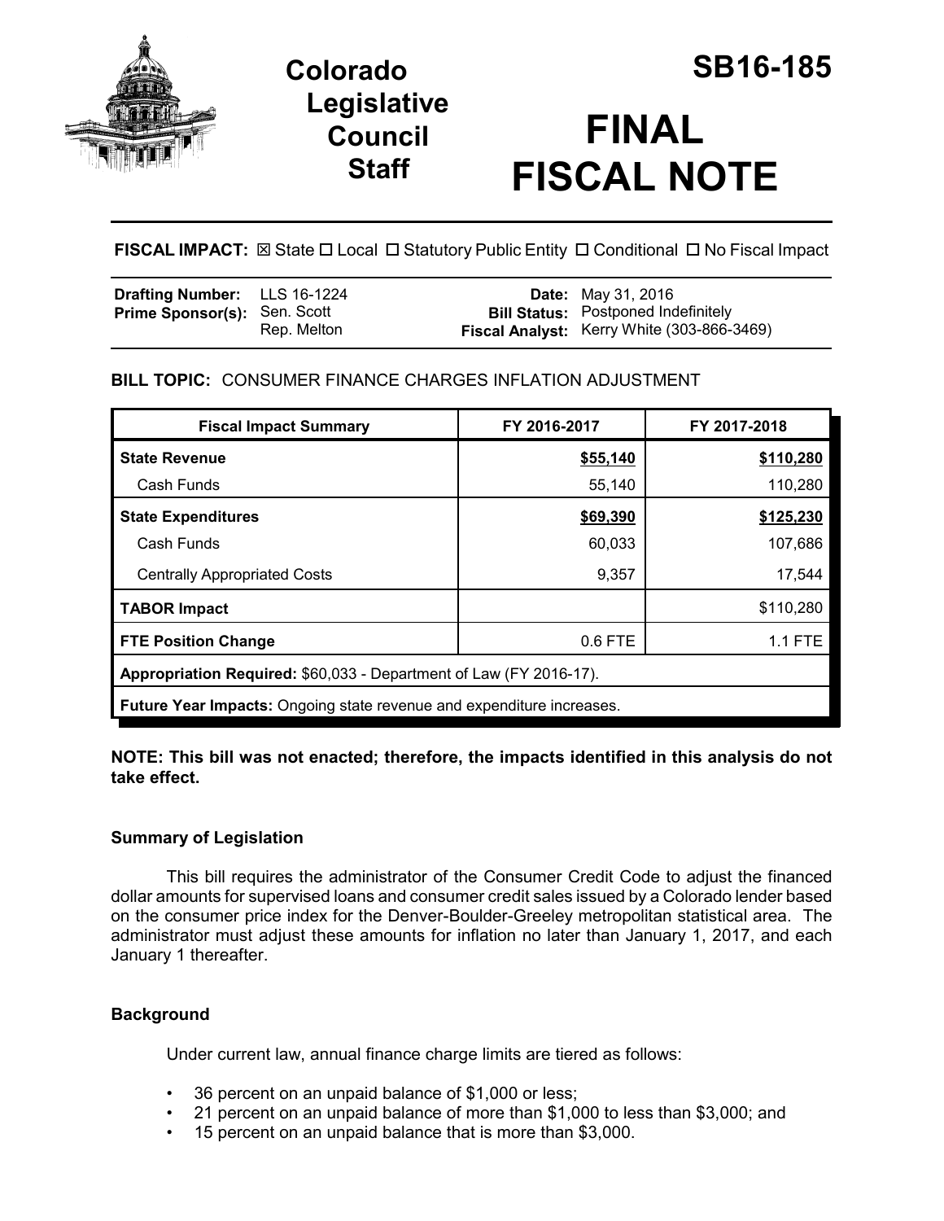# Colorado Legislative Council Staff

# SB16-185

# FINAL FISCAL NOTE

**FISCAL IMPACT:** ☒ State ☐ Local ☐ Statutory Public Entity ☐ Conditional ☐ No Fiscal Impact

| | | | |
|---|---|---|---|
| **Drafting Number:** | LLS 16-1224 | **Date:** | May 31, 2016 |
| **Prime Sponsor(s):** | Sen. Scott<br>Rep. Melton | **Bill Status:** | Postponed Indefinitely |
| | | **Fiscal Analyst:** | Kerry White (303-866-3469) |

**BILL TOPIC:** CONSUMER FINANCE CHARGES INFLATION ADJUSTMENT

| Fiscal Impact Summary | FY 2016-2017 | FY 2017-2018 |
|---|---|---|
| **State Revenue** | **$55,140** | **$110,280** |
| Cash Funds | 55,140 | 110,280 |
| **State Expenditures** | **$69,390** | **$125,230** |
| Cash Funds | 60,033 | 107,686 |
| Centrally Appropriated Costs | 9,357 | 17,544 |
| **TABOR Impact** | | $110,280 |
| **FTE Position Change** | 0.6 FTE | 1.1 FTE |
| **Appropriation Required:** $60,033 - Department of Law (FY 2016-17). | | |
| **Future Year Impacts:** Ongoing state revenue and expenditure increases. | | |

**NOTE: This bill was not enacted; therefore, the impacts identified in this analysis do not take effect.**

### Summary of Legislation

This bill requires the administrator of the Consumer Credit Code to adjust the financed dollar amounts for supervised loans and consumer credit sales issued by a Colorado lender based on the consumer price index for the Denver-Boulder-Greeley metropolitan statistical area. The administrator must adjust these amounts for inflation no later than January 1, 2017, and each January 1 thereafter.

### Background

Under current law, annual finance charge limits are tiered as follows:

- 36 percent on an unpaid balance of $1,000 or less;
- 21 percent on an unpaid balance of more than $1,000 to less than $3,000; and
- 15 percent on an unpaid balance that is more than $3,000.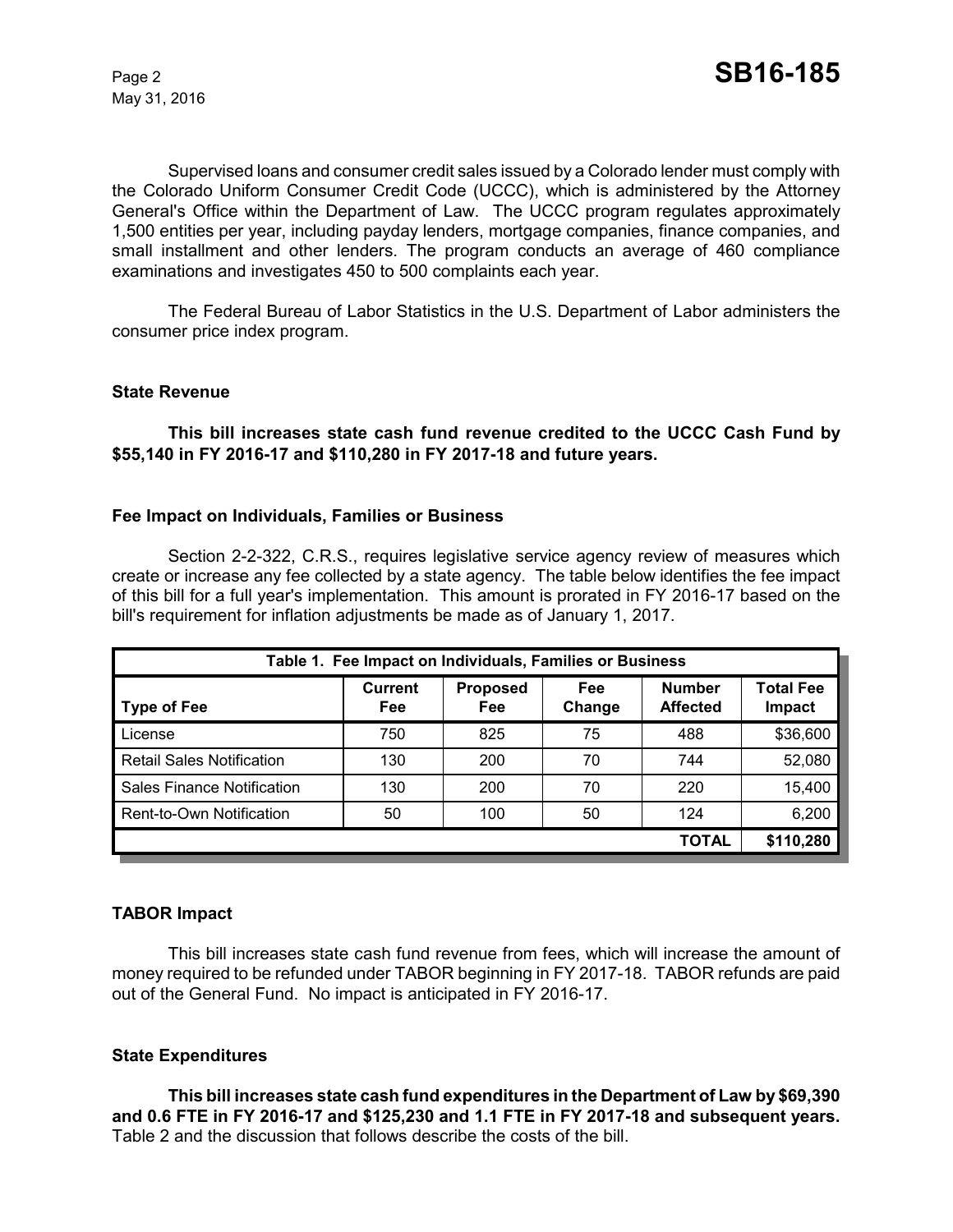Supervised loans and consumer credit sales issued by a Colorado lender must comply with the Colorado Uniform Consumer Credit Code (UCCC), which is administered by the Attorney General's Office within the Department of Law. The UCCC program regulates approximately 1,500 entities per year, including payday lenders, mortgage companies, finance companies, and small installment and other lenders. The program conducts an average of 460 compliance examinations and investigates 450 to 500 complaints each year.

The Federal Bureau of Labor Statistics in the U.S. Department of Labor administers the consumer price index program.

### State Revenue

**This bill increases state cash fund revenue credited to the UCCC Cash Fund by $55,140 in FY 2016-17 and $110,280 in FY 2017-18 and future years.**

### Fee Impact on Individuals, Families or Business

Section 2-2-322, C.R.S., requires legislative service agency review of measures which create or increase any fee collected by a state agency. The table below identifies the fee impact of this bill for a full year's implementation. This amount is prorated in FY 2016-17 based on the bill's requirement for inflation adjustments be made as of January 1, 2017.

**Table 1. Fee Impact on Individuals, Families or Business**

| Type of Fee | Current Fee | Proposed Fee | Fee Change | Number Affected | Total Fee Impact |
|---|---|---|---|---|---|
| License | 750 | 825 | 75 | 488 | $36,600 |
| Retail Sales Notification | 130 | 200 | 70 | 744 | 52,080 |
| Sales Finance Notification | 130 | 200 | 70 | 220 | 15,400 |
| Rent-to-Own Notification | 50 | 100 | 50 | 124 | 6,200 |
| | | | | **TOTAL** | **$110,280** |

### TABOR Impact

This bill increases state cash fund revenue from fees, which will increase the amount of money required to be refunded under TABOR beginning in FY 2017-18. TABOR refunds are paid out of the General Fund. No impact is anticipated in FY 2016-17.

### State Expenditures

**This bill increases state cash fund expenditures in the Department of Law by $69,390 and 0.6 FTE in FY 2016-17 and $125,230 and 1.1 FTE in FY 2017-18 and subsequent years.** Table 2 and the discussion that follows describe the costs of the bill.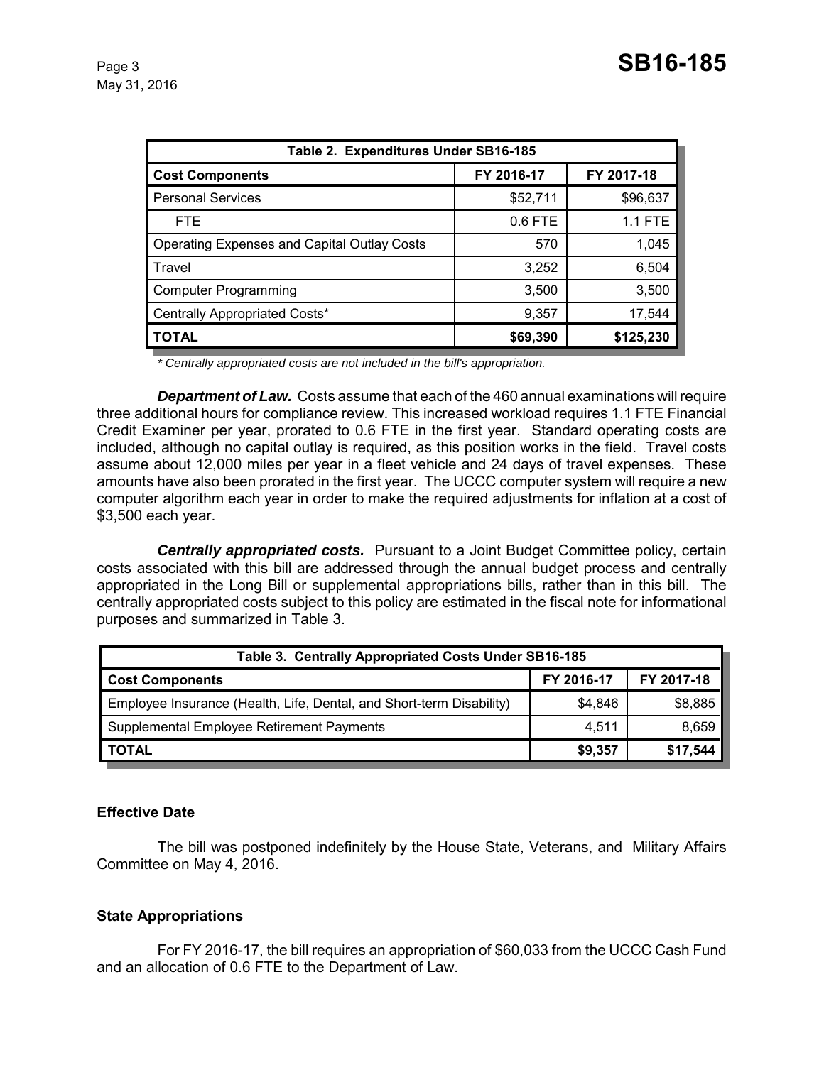| Table 2. Expenditures Under SB16-185 | | |
|---|---|---|
| **Cost Components** | **FY 2016-17** | **FY 2017-18** |
| Personal Services | $52,711 | $96,637 |
| FTE | 0.6 FTE | 1.1 FTE |
| Operating Expenses and Capital Outlay Costs | 570 | 1,045 |
| Travel | 3,252 | 6,504 |
| Computer Programming | 3,500 | 3,500 |
| Centrally Appropriated Costs* | 9,357 | 17,544 |
| **TOTAL** | **$69,390** | **$125,230** |

*\* Centrally appropriated costs are not included in the bill's appropriation.*

***Department of Law.*** Costs assume that each of the 460 annual examinations will require three additional hours for compliance review. This increased workload requires 1.1 FTE Financial Credit Examiner per year, prorated to 0.6 FTE in the first year. Standard operating costs are included, although no capital outlay is required, as this position works in the field. Travel costs assume about 12,000 miles per year in a fleet vehicle and 24 days of travel expenses. These amounts have also been prorated in the first year. The UCCC computer system will require a new computer algorithm each year in order to make the required adjustments for inflation at a cost of $3,500 each year.

***Centrally appropriated costs.*** Pursuant to a Joint Budget Committee policy, certain costs associated with this bill are addressed through the annual budget process and centrally appropriated in the Long Bill or supplemental appropriations bills, rather than in this bill. The centrally appropriated costs subject to this policy are estimated in the fiscal note for informational purposes and summarized in Table 3.

| Table 3. Centrally Appropriated Costs Under SB16-185 | | |
|---|---|---|
| **Cost Components** | **FY 2016-17** | **FY 2017-18** |
| Employee Insurance (Health, Life, Dental, and Short-term Disability) | $4,846 | $8,885 |
| Supplemental Employee Retirement Payments | 4,511 | 8,659 |
| **TOTAL** | **$9,357** | **$17,544** |

## Effective Date

The bill was postponed indefinitely by the House State, Veterans, and Military Affairs Committee on May 4, 2016.

## State Appropriations

For FY 2016-17, the bill requires an appropriation of $60,033 from the UCCC Cash Fund and an allocation of 0.6 FTE to the Department of Law.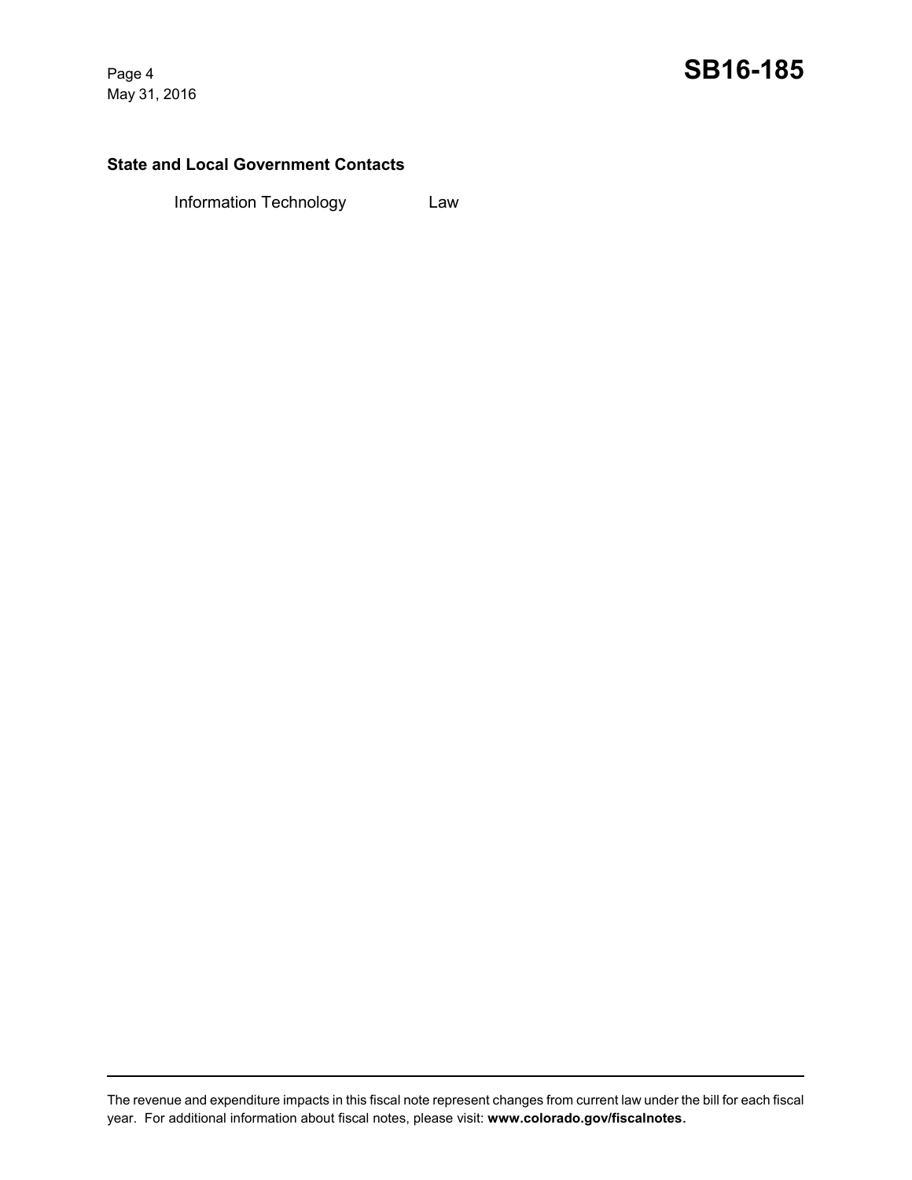### State and Local Government Contacts

Information Technology Law

---

The revenue and expenditure impacts in this fiscal note represent changes from current law under the bill for each fiscal year. For additional information about fiscal notes, please visit: **www.colorado.gov/fiscalnotes.**